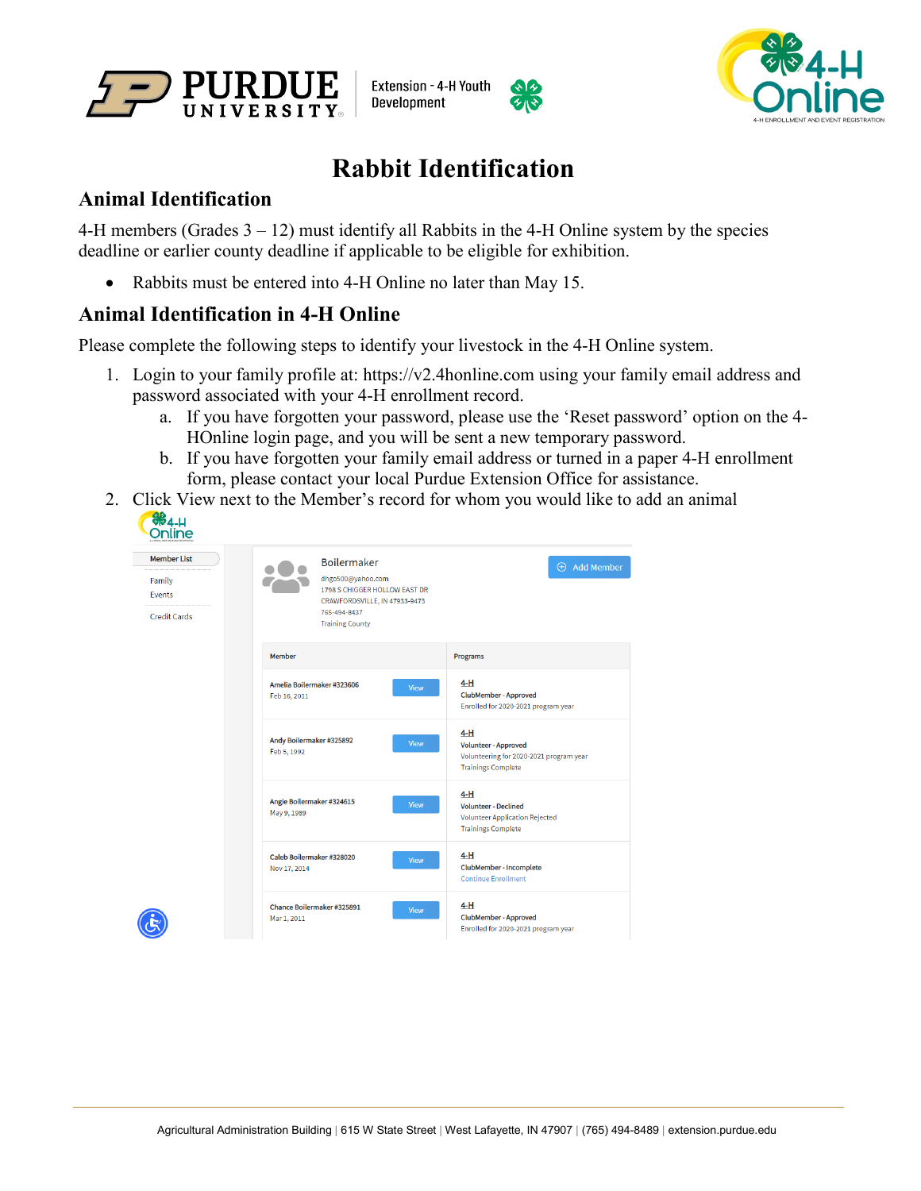# Rabbit Identification

## Animal Identification

4-H members (Grades 3 – 12) must identify all Rabbits in the 4-H Online system by the species deadline or earlier county deadline if applicable to be eligible for exhibition.

- Rabbits must be entered into 4-H Online no later than May 15.

## Animal Identification in 4-H Online

Please complete the following steps to identify your livestock in the 4-H Online system.

1. Login to your family profile at: https://v2.4honline.com using your family email address and password associated with your 4-H enrollment record.
   a. If you have forgotten your password, please use the 'Reset password' option on the 4-HOnline login page, and you will be sent a new temporary password.
   b. If you have forgotten your family email address or turned in a paper 4-H enrollment form, please contact your local Purdue Extension Office for assistance.
2. Click View next to the Member's record for whom you would like to add an animal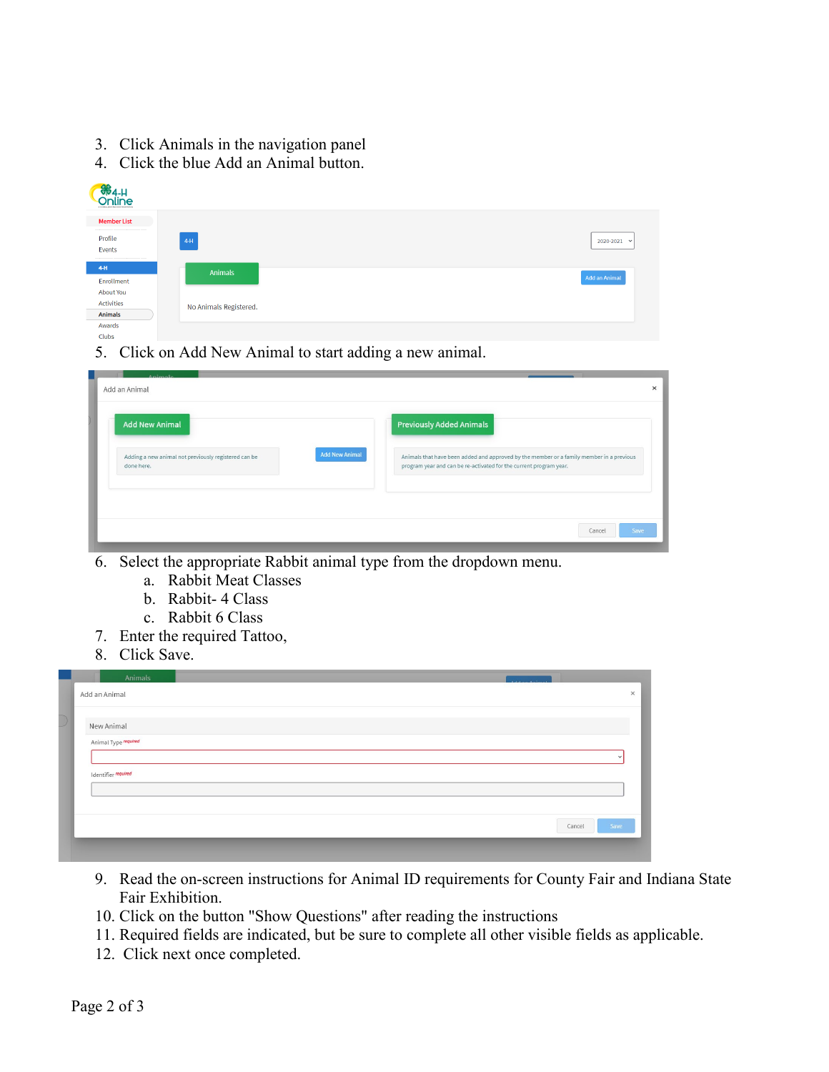3. Click Animals in the navigation panel
4. Click the blue Add an Animal button.

5. Click on Add New Animal to start adding a new animal.

6. Select the appropriate Rabbit animal type from the dropdown menu.
   a. Rabbit Meat Classes
   b. Rabbit- 4 Class
   c. Rabbit 6 Class
7. Enter the required Tattoo,
8. Click Save.

9. Read the on-screen instructions for Animal ID requirements for County Fair and Indiana State Fair Exhibition.
10. Click on the button "Show Questions" after reading the instructions
11. Required fields are indicated, but be sure to complete all other visible fields as applicable.
12. Click next once completed.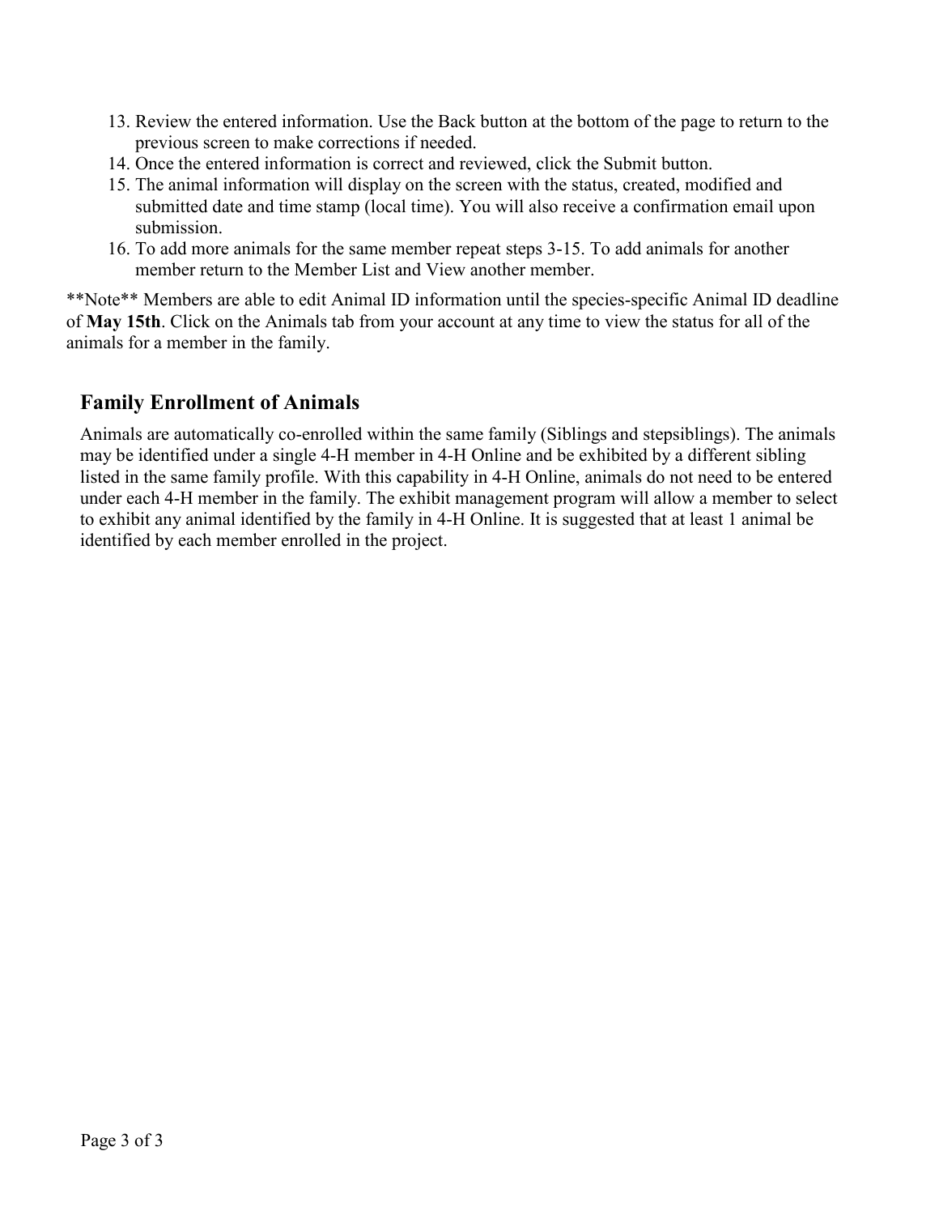13. Review the entered information. Use the Back button at the bottom of the page to return to the previous screen to make corrections if needed.
14. Once the entered information is correct and reviewed, click the Submit button.
15. The animal information will display on the screen with the status, created, modified and submitted date and time stamp (local time). You will also receive a confirmation email upon submission.
16. To add more animals for the same member repeat steps 3-15. To add animals for another member return to the Member List and View another member.

**Note** Members are able to edit Animal ID information until the species-specific Animal ID deadline of **May 15th**. Click on the Animals tab from your account at any time to view the status for all of the animals for a member in the family.

## Family Enrollment of Animals

Animals are automatically co-enrolled within the same family (Siblings and stepsiblings). The animals may be identified under a single 4-H member in 4-H Online and be exhibited by a different sibling listed in the same family profile. With this capability in 4-H Online, animals do not need to be entered under each 4-H member in the family. The exhibit management program will allow a member to select to exhibit any animal identified by the family in 4-H Online. It is suggested that at least 1 animal be identified by each member enrolled in the project.